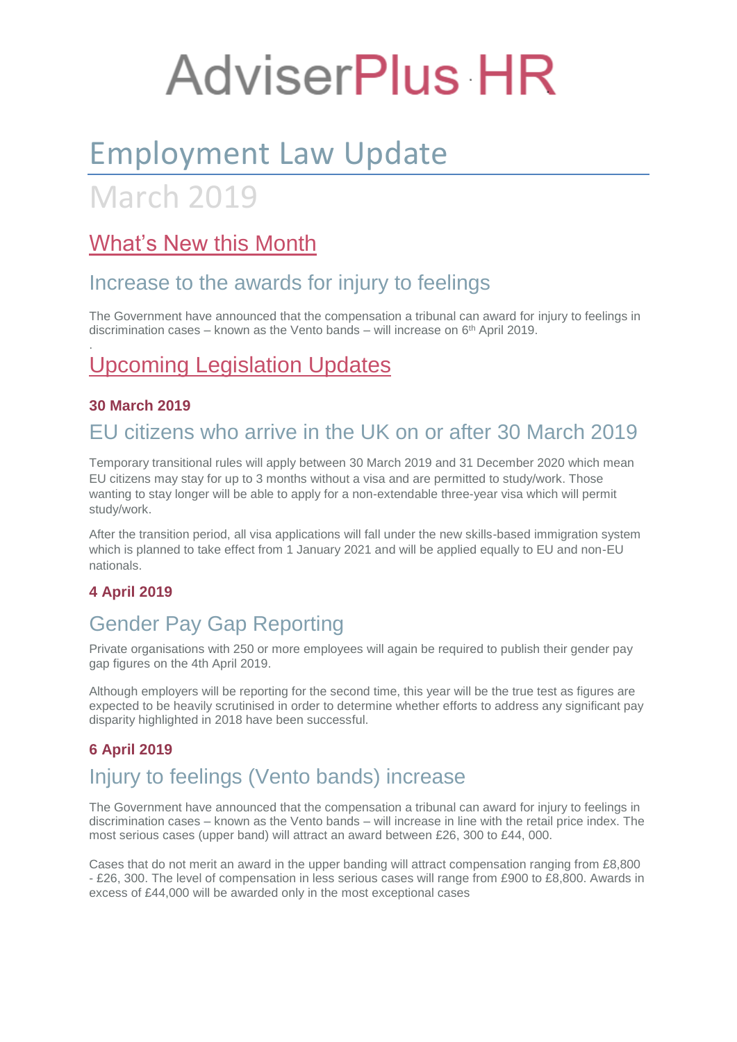# AdviserPlus HR

# Employment Law Update

March 2019

## What's New this Month

### Increase to the awards for injury to feelings

The Government have announced that the compensation a tribunal can award for injury to feelings in discrimination cases – known as the Vento bands – will increase on 6th April 2019.

## Upcoming Legislation Updates

**30 March 2019**

### EU citizens who arrive in the UK on or after 30 March 2019

Temporary transitional rules will apply between 30 March 2019 and 31 December 2020 which mean EU citizens may stay for up to 3 months without a visa and are permitted to study/work. Those wanting to stay longer will be able to apply for a non-extendable three-year visa which will permit study/work.

After the transition period, all visa applications will fall under the new skills-based immigration system which is planned to take effect from 1 January 2021 and will be applied equally to EU and non-EU nationals.

**4 April 2019**

### Gender Pay Gap Reporting

Private organisations with 250 or more employees will again be required to publish their gender pay gap figures on the 4th April 2019.

Although employers will be reporting for the second time, this year will be the true test as figures are expected to be heavily scrutinised in order to determine whether efforts to address any significant pay disparity highlighted in 2018 have been successful.

**6 April 2019**

### Injury to feelings (Vento bands) increase

The Government have announced that the compensation a tribunal can award for injury to feelings in discrimination cases – known as the Vento bands – will increase in line with the retail price index. The most serious cases (upper band) will attract an award between £26, 300 to £44, 000.

Cases that do not merit an award in the upper banding will attract compensation ranging from £8,800 - £26, 300. The level of compensation in less serious cases will range from £900 to £8,800. Awards in excess of £44,000 will be awarded only in the most exceptional cases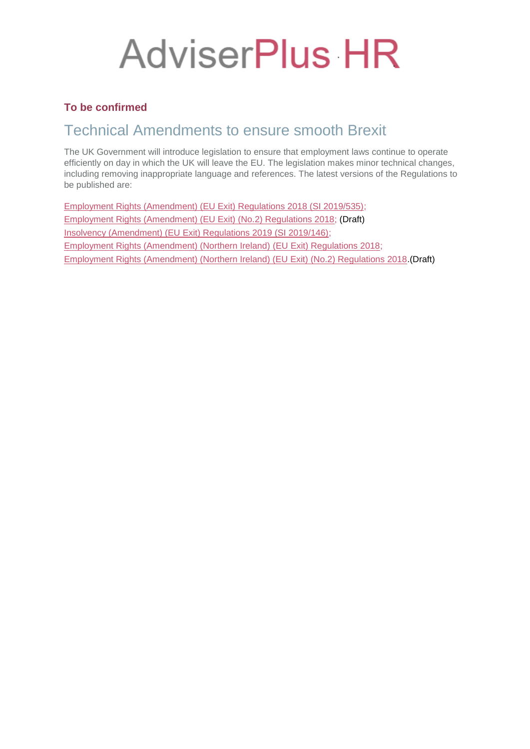# AdviserPlus HR

### To be confirmed

## Technical Amendments to ensure smooth Brexit

The UK Government will introduce legislation to ensure that employment laws continue to operate efficiently on day in which the UK will leave the EU. The legislation makes minor technical changes, including removing inappropriate language and references. The latest versions of the Regulations to be published are:

Employment Rights (Amendment) (EU Exit) Regulations 2018 (SI 2019/535);
Employment Rights (Amendment) (EU Exit) (No.2) Regulations 2018; (Draft)
Insolvency (Amendment) (EU Exit) Regulations 2019 (SI 2019/146);
Employment Rights (Amendment) (Northern Ireland) (EU Exit) Regulations 2018;
Employment Rights (Amendment) (Northern Ireland) (EU Exit) (No.2) Regulations 2018.(Draft)